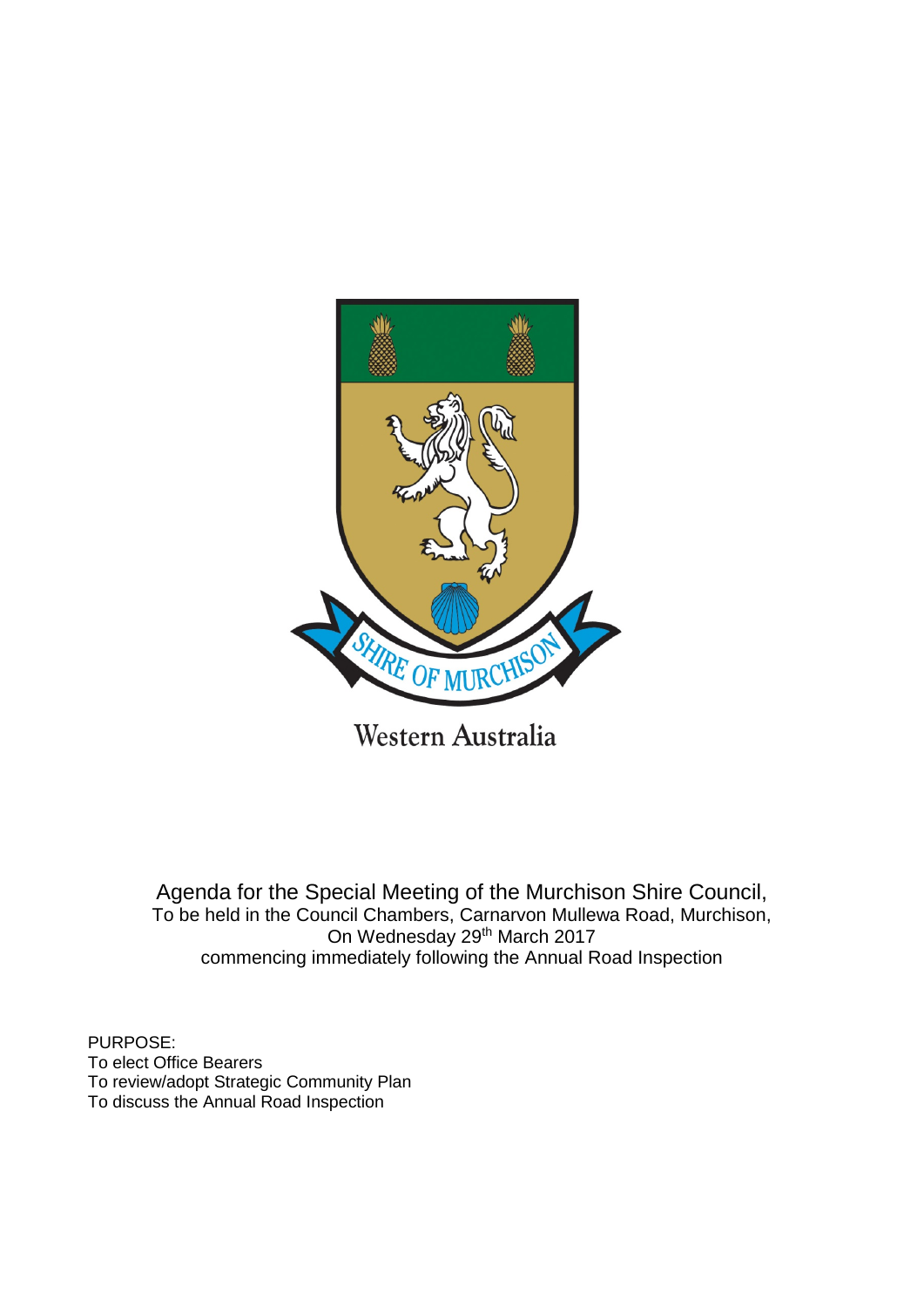SHIRE OF MURCHISON

Western Australia

Agenda for the Special Meeting of the Murchison Shire Council,
To be held in the Council Chambers, Carnarvon Mullewa Road, Murchison,
On Wednesday 29th March 2017
commencing immediately following the Annual Road Inspection

PURPOSE:
To elect Office Bearers
To review/adopt Strategic Community Plan
To discuss the Annual Road Inspection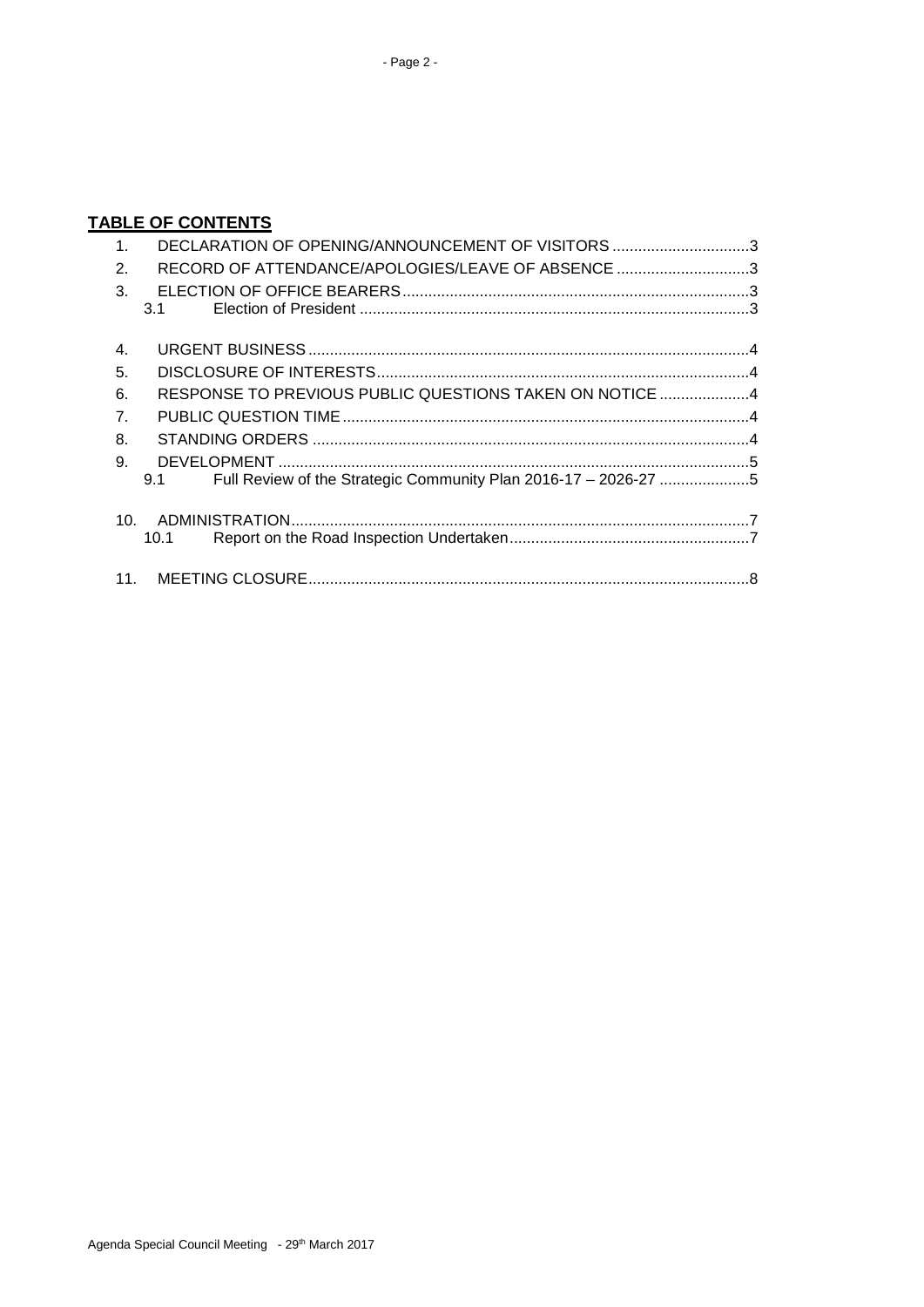## TABLE OF CONTENTS

1. DECLARATION OF OPENING/ANNOUNCEMENT OF VISITORS ................................3
2. RECORD OF ATTENDANCE/APOLOGIES/LEAVE OF ABSENCE ...............................3
3. ELECTION OF OFFICE BEARERS ................................................................................3
   - 3.1 Election of President ..........................................................................................3
4. URGENT BUSINESS ......................................................................................................4
5. DISCLOSURE OF INTERESTS ......................................................................................4
6. RESPONSE TO PREVIOUS PUBLIC QUESTIONS TAKEN ON NOTICE .....................4
7. PUBLIC QUESTION TIME ..............................................................................................4
8. STANDING ORDERS .....................................................................................................4
9. DEVELOPMENT .............................................................................................................5
   - 9.1 Full Review of the Strategic Community Plan 2016-17 – 2026-27 .....................5
10. ADMINISTRATION ..........................................................................................................7
    - 10.1 Report on the Road Inspection Undertaken ........................................................7
11. MEETING CLOSURE ......................................................................................................8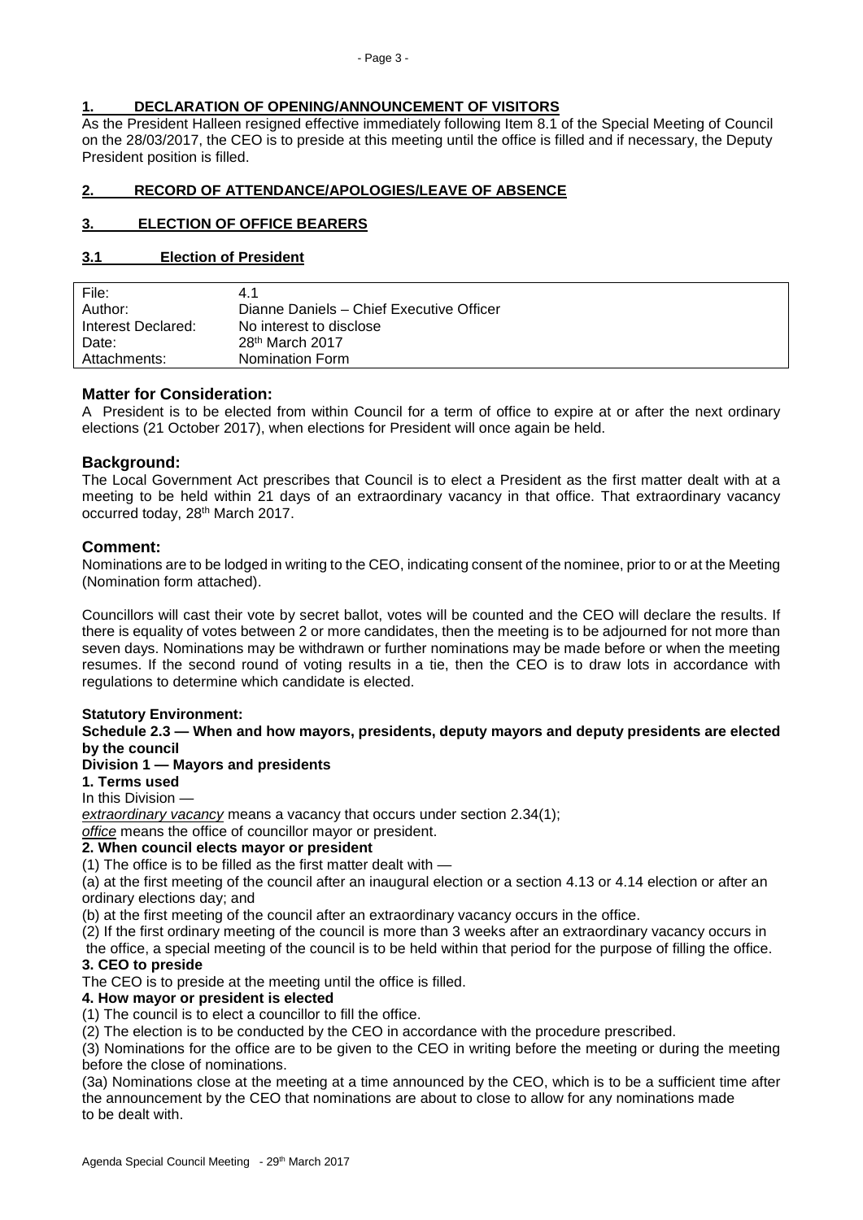## 1. DECLARATION OF OPENING/ANNOUNCEMENT OF VISITORS

As the President Halleen resigned effective immediately following Item 8.1 of the Special Meeting of Council on the 28/03/2017, the CEO is to preside at this meeting until the office is filled and if necessary, the Deputy President position is filled.

## 2. RECORD OF ATTENDANCE/APOLOGIES/LEAVE OF ABSENCE

## 3. ELECTION OF OFFICE BEARERS

### 3.1 Election of President

| | |
|---|---|
| File: | 4.1 |
| Author: | Dianne Daniels – Chief Executive Officer |
| Interest Declared: | No interest to disclose |
| Date: | 28th March 2017 |
| Attachments: | Nomination Form |

#### Matter for Consideration:

A President is to be elected from within Council for a term of office to expire at or after the next ordinary elections (21 October 2017), when elections for President will once again be held.

#### Background:

The Local Government Act prescribes that Council is to elect a President as the first matter dealt with at a meeting to be held within 21 days of an extraordinary vacancy in that office. That extraordinary vacancy occurred today, 28th March 2017.

#### Comment:

Nominations are to be lodged in writing to the CEO, indicating consent of the nominee, prior to or at the Meeting (Nomination form attached).

Councillors will cast their vote by secret ballot, votes will be counted and the CEO will declare the results. If there is equality of votes between 2 or more candidates, then the meeting is to be adjourned for not more than seven days. Nominations may be withdrawn or further nominations may be made before or when the meeting resumes. If the second round of voting results in a tie, then the CEO is to draw lots in accordance with regulations to determine which candidate is elected.

**Statutory Environment:**

**Schedule 2.3 — When and how mayors, presidents, deputy mayors and deputy presidents are elected by the council**

**Division 1 — Mayors and presidents**

**1. Terms used**

In this Division —

*extraordinary vacancy* means a vacancy that occurs under section 2.34(1);

*office* means the office of councillor mayor or president.

**2. When council elects mayor or president**

(1) The office is to be filled as the first matter dealt with —

(a) at the first meeting of the council after an inaugural election or a section 4.13 or 4.14 election or after an ordinary elections day; and

(b) at the first meeting of the council after an extraordinary vacancy occurs in the office.

(2) If the first ordinary meeting of the council is more than 3 weeks after an extraordinary vacancy occurs in the office, a special meeting of the council is to be held within that period for the purpose of filling the office.

**3. CEO to preside**

The CEO is to preside at the meeting until the office is filled.

**4. How mayor or president is elected**

(1) The council is to elect a councillor to fill the office.

(2) The election is to be conducted by the CEO in accordance with the procedure prescribed.

(3) Nominations for the office are to be given to the CEO in writing before the meeting or during the meeting before the close of nominations.

(3a) Nominations close at the meeting at a time announced by the CEO, which is to be a sufficient time after the announcement by the CEO that nominations are about to close to allow for any nominations made to be dealt with.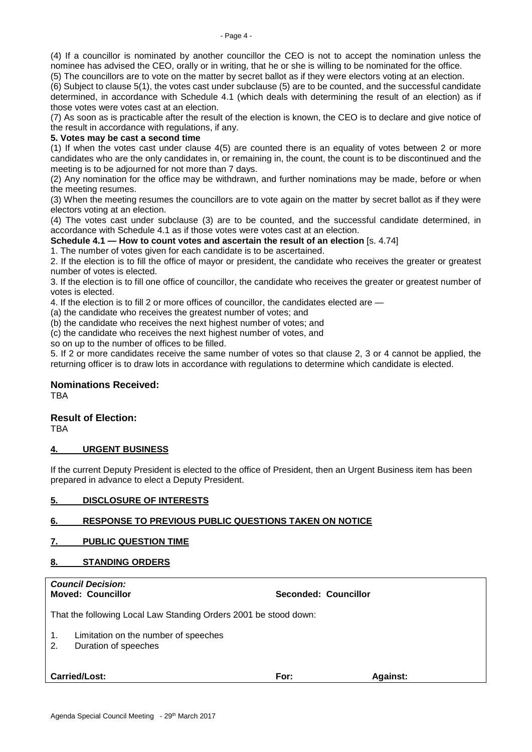(4) If a councillor is nominated by another councillor the CEO is not to accept the nomination unless the nominee has advised the CEO, orally or in writing, that he or she is willing to be nominated for the office.

(5) The councillors are to vote on the matter by secret ballot as if they were electors voting at an election.

(6) Subject to clause 5(1), the votes cast under subclause (5) are to be counted, and the successful candidate determined, in accordance with Schedule 4.1 (which deals with determining the result of an election) as if those votes were votes cast at an election.

(7) As soon as is practicable after the result of the election is known, the CEO is to declare and give notice of the result in accordance with regulations, if any.

**5. Votes may be cast a second time**

(1) If when the votes cast under clause 4(5) are counted there is an equality of votes between 2 or more candidates who are the only candidates in, or remaining in, the count, the count is to be discontinued and the meeting is to be adjourned for not more than 7 days.

(2) Any nomination for the office may be withdrawn, and further nominations may be made, before or when the meeting resumes.

(3) When the meeting resumes the councillors are to vote again on the matter by secret ballot as if they were electors voting at an election.

(4) The votes cast under subclause (3) are to be counted, and the successful candidate determined, in accordance with Schedule 4.1 as if those votes were votes cast at an election.

**Schedule 4.1 — How to count votes and ascertain the result of an election** [s. 4.74]

1. The number of votes given for each candidate is to be ascertained.

2. If the election is to fill the office of mayor or president, the candidate who receives the greater or greatest number of votes is elected.

3. If the election is to fill one office of councillor, the candidate who receives the greater or greatest number of votes is elected.

4. If the election is to fill 2 or more offices of councillor, the candidates elected are —

(a) the candidate who receives the greatest number of votes; and

(b) the candidate who receives the next highest number of votes; and

(c) the candidate who receives the next highest number of votes, and

so on up to the number of offices to be filled.

5. If 2 or more candidates receive the same number of votes so that clause 2, 3 or 4 cannot be applied, the returning officer is to draw lots in accordance with regulations to determine which candidate is elected.

### Nominations Received:

TBA

### Result of Election:

TBA

## 4. URGENT BUSINESS

If the current Deputy President is elected to the office of President, then an Urgent Business item has been prepared in advance to elect a Deputy President.

## 5. DISCLOSURE OF INTERESTS

## 6. RESPONSE TO PREVIOUS PUBLIC QUESTIONS TAKEN ON NOTICE

## 7. PUBLIC QUESTION TIME

## 8. STANDING ORDERS

***Council Decision:***

**Moved: Councillor** **Seconded: Councillor**

That the following Local Law Standing Orders 2001 be stood down:

1. Limitation on the number of speeches
2. Duration of speeches

**Carried/Lost:** **For:** **Against:**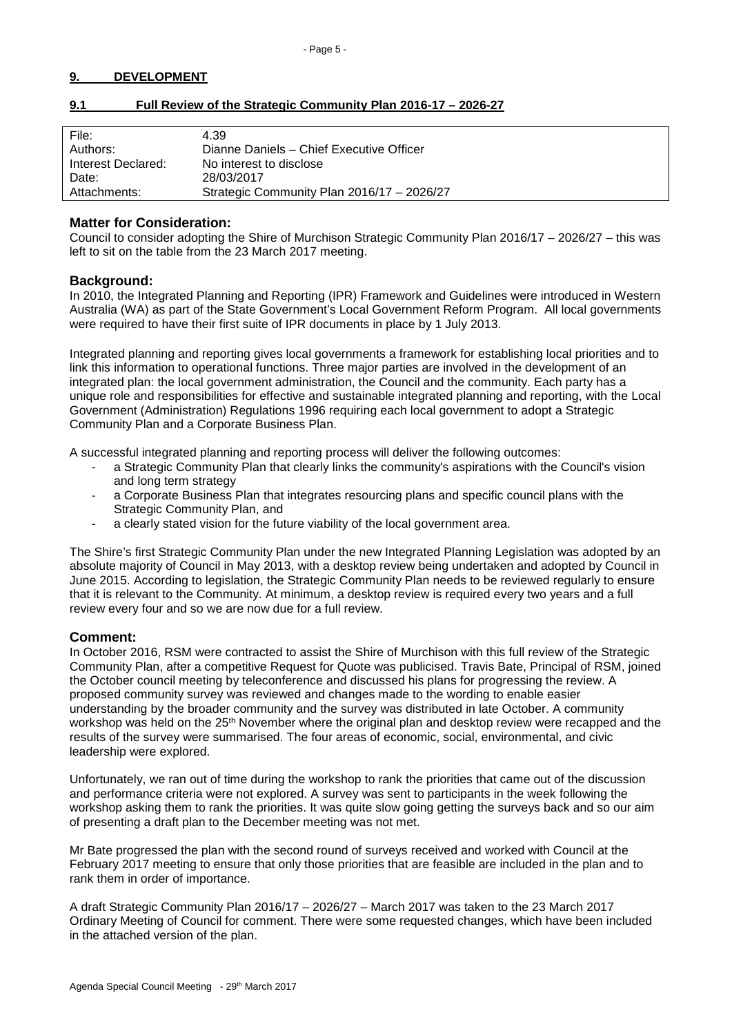## 9. DEVELOPMENT

### 9.1 Full Review of the Strategic Community Plan 2016-17 – 2026-27

| | |
|---|---|
| File: | 4.39 |
| Authors: | Dianne Daniels – Chief Executive Officer |
| Interest Declared: | No interest to disclose |
| Date: | 28/03/2017 |
| Attachments: | Strategic Community Plan 2016/17 – 2026/27 |

**Matter for Consideration:**

Council to consider adopting the Shire of Murchison Strategic Community Plan 2016/17 – 2026/27 – this was left to sit on the table from the 23 March 2017 meeting.

**Background:**

In 2010, the Integrated Planning and Reporting (IPR) Framework and Guidelines were introduced in Western Australia (WA) as part of the State Government's Local Government Reform Program. All local governments were required to have their first suite of IPR documents in place by 1 July 2013.

Integrated planning and reporting gives local governments a framework for establishing local priorities and to link this information to operational functions. Three major parties are involved in the development of an integrated plan: the local government administration, the Council and the community. Each party has a unique role and responsibilities for effective and sustainable integrated planning and reporting, with the Local Government (Administration) Regulations 1996 requiring each local government to adopt a Strategic Community Plan and a Corporate Business Plan.

A successful integrated planning and reporting process will deliver the following outcomes:

- a Strategic Community Plan that clearly links the community's aspirations with the Council's vision and long term strategy
- a Corporate Business Plan that integrates resourcing plans and specific council plans with the Strategic Community Plan, and
- a clearly stated vision for the future viability of the local government area.

The Shire's first Strategic Community Plan under the new Integrated Planning Legislation was adopted by an absolute majority of Council in May 2013, with a desktop review being undertaken and adopted by Council in June 2015. According to legislation, the Strategic Community Plan needs to be reviewed regularly to ensure that it is relevant to the Community. At minimum, a desktop review is required every two years and a full review every four and so we are now due for a full review.

**Comment:**

In October 2016, RSM were contracted to assist the Shire of Murchison with this full review of the Strategic Community Plan, after a competitive Request for Quote was publicised. Travis Bate, Principal of RSM, joined the October council meeting by teleconference and discussed his plans for progressing the review. A proposed community survey was reviewed and changes made to the wording to enable easier understanding by the broader community and the survey was distributed in late October. A community workshop was held on the 25th November where the original plan and desktop review were recapped and the results of the survey were summarised. The four areas of economic, social, environmental, and civic leadership were explored.

Unfortunately, we ran out of time during the workshop to rank the priorities that came out of the discussion and performance criteria were not explored. A survey was sent to participants in the week following the workshop asking them to rank the priorities. It was quite slow going getting the surveys back and so our aim of presenting a draft plan to the December meeting was not met.

Mr Bate progressed the plan with the second round of surveys received and worked with Council at the February 2017 meeting to ensure that only those priorities that are feasible are included in the plan and to rank them in order of importance.

A draft Strategic Community Plan 2016/17 – 2026/27 – March 2017 was taken to the 23 March 2017 Ordinary Meeting of Council for comment. There were some requested changes, which have been included in the attached version of the plan.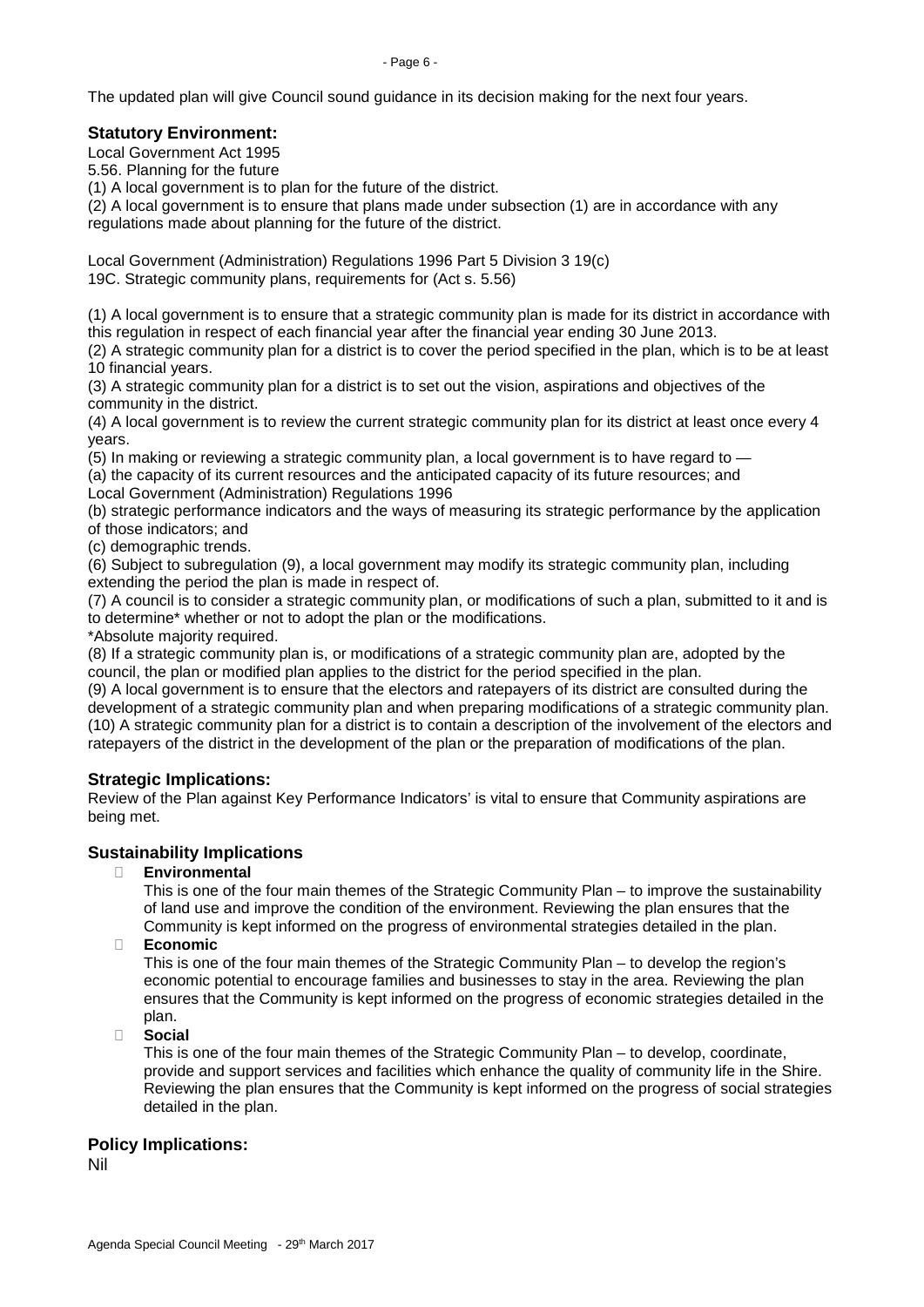The updated plan will give Council sound guidance in its decision making for the next four years.

### Statutory Environment:

Local Government Act 1995
5.56. Planning for the future
(1) A local government is to plan for the future of the district.
(2) A local government is to ensure that plans made under subsection (1) are in accordance with any regulations made about planning for the future of the district.

Local Government (Administration) Regulations 1996 Part 5 Division 3 19(c)
19C. Strategic community plans, requirements for (Act s. 5.56)

(1) A local government is to ensure that a strategic community plan is made for its district in accordance with this regulation in respect of each financial year after the financial year ending 30 June 2013.
(2) A strategic community plan for a district is to cover the period specified in the plan, which is to be at least 10 financial years.
(3) A strategic community plan for a district is to set out the vision, aspirations and objectives of the community in the district.
(4) A local government is to review the current strategic community plan for its district at least once every 4 years.
(5) In making or reviewing a strategic community plan, a local government is to have regard to —
(a) the capacity of its current resources and the anticipated capacity of its future resources; and
Local Government (Administration) Regulations 1996
(b) strategic performance indicators and the ways of measuring its strategic performance by the application of those indicators; and
(c) demographic trends.
(6) Subject to subregulation (9), a local government may modify its strategic community plan, including extending the period the plan is made in respect of.
(7) A council is to consider a strategic community plan, or modifications of such a plan, submitted to it and is to determine* whether or not to adopt the plan or the modifications.
*Absolute majority required.
(8) If a strategic community plan is, or modifications of a strategic community plan are, adopted by the council, the plan or modified plan applies to the district for the period specified in the plan.
(9) A local government is to ensure that the electors and ratepayers of its district are consulted during the development of a strategic community plan and when preparing modifications of a strategic community plan.
(10) A strategic community plan for a district is to contain a description of the involvement of the electors and ratepayers of the district in the development of the plan or the preparation of modifications of the plan.

### Strategic Implications:

Review of the Plan against Key Performance Indicators' is vital to ensure that Community aspirations are being met.

### Sustainability Implications

- **Environmental**
  This is one of the four main themes of the Strategic Community Plan – to improve the sustainability of land use and improve the condition of the environment. Reviewing the plan ensures that the Community is kept informed on the progress of environmental strategies detailed in the plan.
- **Economic**
  This is one of the four main themes of the Strategic Community Plan – to develop the region's economic potential to encourage families and businesses to stay in the area. Reviewing the plan ensures that the Community is kept informed on the progress of economic strategies detailed in the plan.
- **Social**
  This is one of the four main themes of the Strategic Community Plan – to develop, coordinate, provide and support services and facilities which enhance the quality of community life in the Shire. Reviewing the plan ensures that the Community is kept informed on the progress of social strategies detailed in the plan.

### Policy Implications:

Nil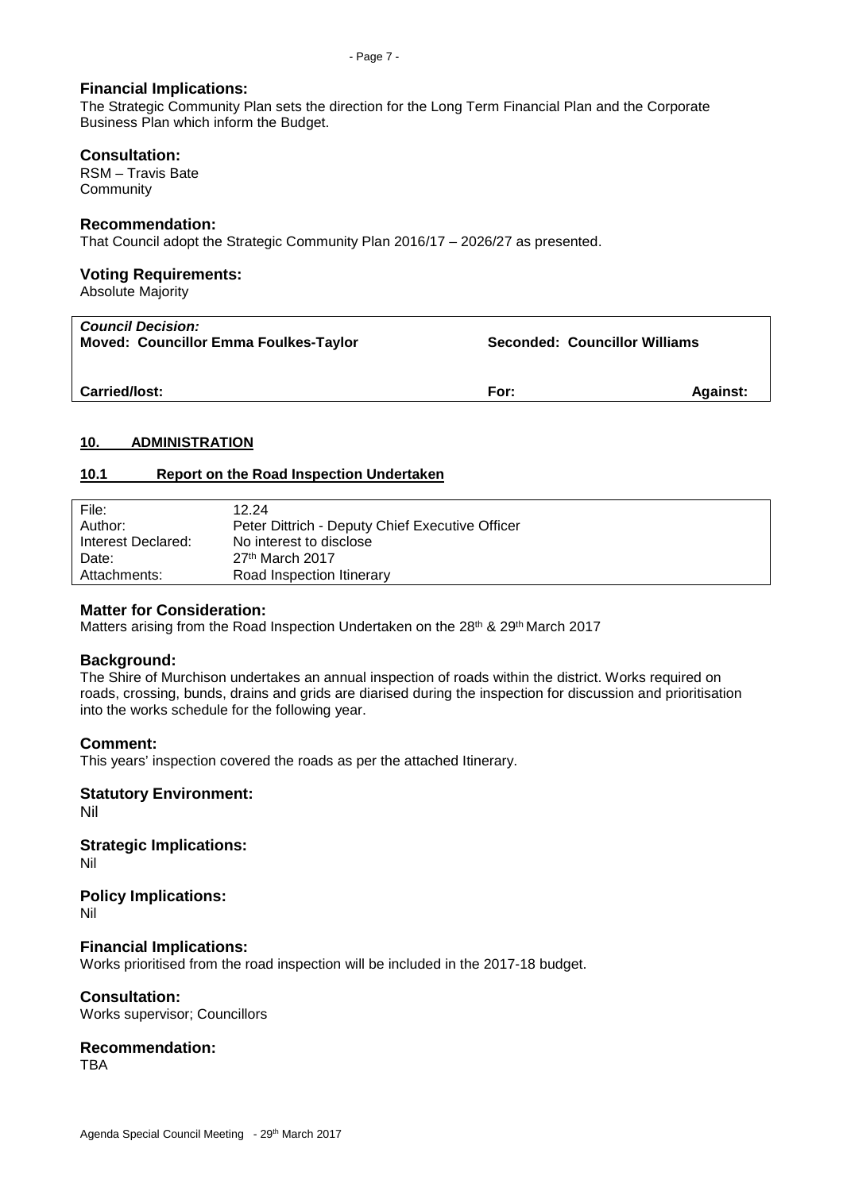### Financial Implications:

The Strategic Community Plan sets the direction for the Long Term Financial Plan and the Corporate Business Plan which inform the Budget.

### Consultation:

RSM – Travis Bate
Community

### Recommendation:

That Council adopt the Strategic Community Plan 2016/17 – 2026/27 as presented.

### Voting Requirements:

Absolute Majority

| ***Council Decision:*** **Moved: Councillor Emma Foulkes-Taylor** | **Seconded: Councillor Williams** | |
|---|---|---|
| **Carried/lost:** | **For:** | **Against:** |

## 10. ADMINISTRATION

### 10.1 Report on the Road Inspection Undertaken

| | |
|---|---|
| File: | 12.24 |
| Author: | Peter Dittrich - Deputy Chief Executive Officer |
| Interest Declared: | No interest to disclose |
| Date: | 27th March 2017 |
| Attachments: | Road Inspection Itinerary |

### Matter for Consideration:

Matters arising from the Road Inspection Undertaken on the 28th & 29th March 2017

### Background:

The Shire of Murchison undertakes an annual inspection of roads within the district. Works required on roads, crossing, bunds, drains and grids are diarised during the inspection for discussion and prioritisation into the works schedule for the following year.

### Comment:

This years' inspection covered the roads as per the attached Itinerary.

### Statutory Environment:

Nil

### Strategic Implications:

Nil

### Policy Implications:

Nil

### Financial Implications:

Works prioritised from the road inspection will be included in the 2017-18 budget.

### Consultation:

Works supervisor; Councillors

### Recommendation:

TBA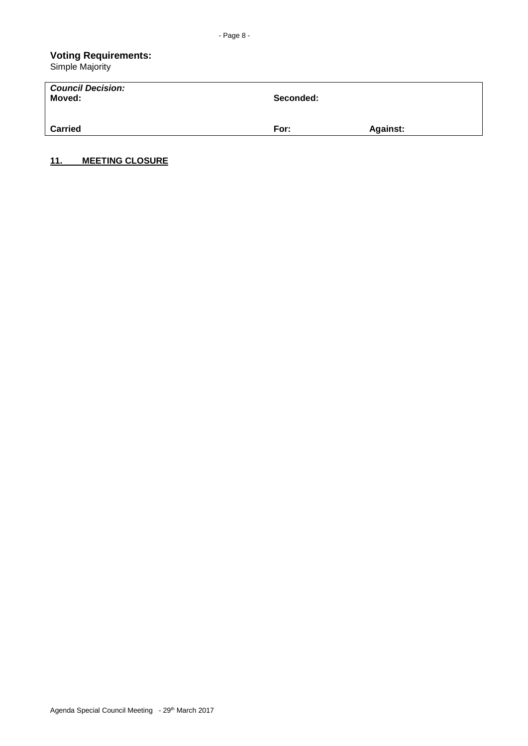**Voting Requirements:**
Simple Majority

| | | |
|---|---|---|
| ***Council Decision:*** **Moved:** | **Seconded:** | |
| **Carried** | **For:** | **Against:** |

**11. MEETING CLOSURE**